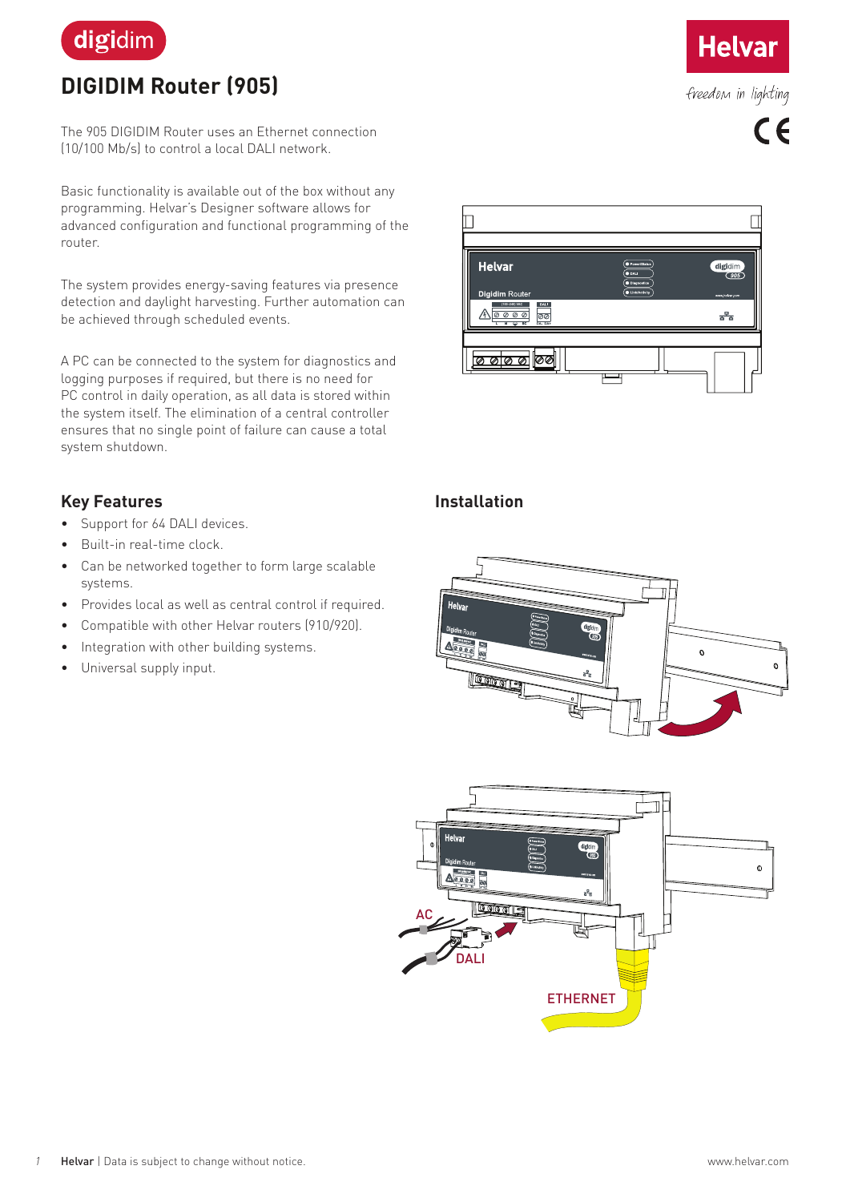digidim

# DIGIDIM Router (905)

Helvar

*freedom in lighting*

The 905 DIGIDIM Router uses an Ethernet connection (10/100 Mb/s) to control a local DALI network.

Basic functionality is available out of the box without any programming. Helvar's Designer software allows for advanced configuration and functional programming of the router.

The system provides energy-saving features via presence detection and daylight harvesting. Further automation can be achieved through scheduled events.

A PC can be connected to the system for diagnostics and logging purposes if required, but there is no need for PC control in daily operation, as all data is stored within the system itself. The elimination of a central controller ensures that no single point of failure can cause a total system shutdown.

## Key Features

- Support for 64 DALI devices.
- Built-in real-time clock.
- Can be networked together to form large scalable systems.
- Provides local as well as central control if required.
- Compatible with other Helvar routers (910/920).
- Integration with other building systems.
- Universal supply input.

## Installation

AC

DALI

ETHERNET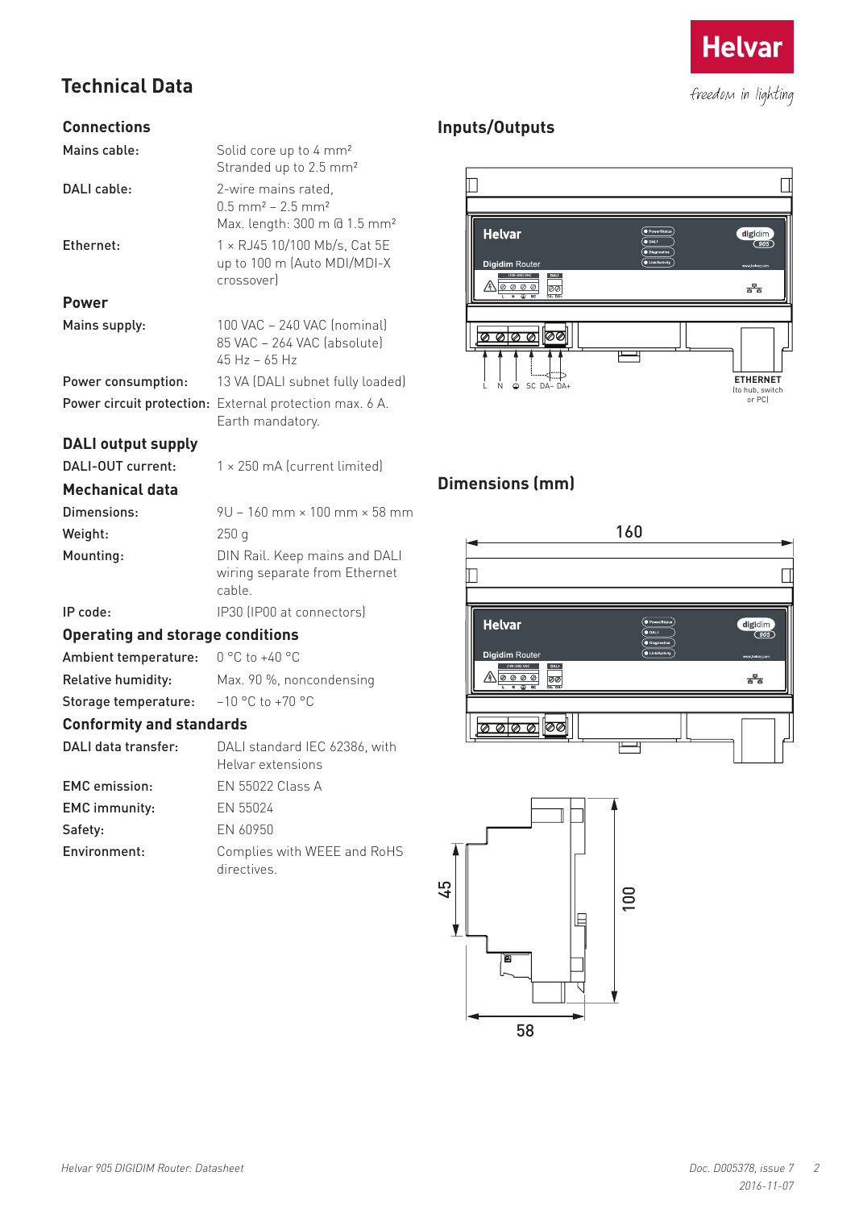# Technical Data

## Connections

| | |
|---|---|
| Mains cable: | Solid core up to 4 mm² Stranded up to 2.5 mm² |
| DALI cable: | 2-wire mains rated, 0.5 mm² – 2.5 mm² Max. length: 300 m @ 1.5 mm² |
| Ethernet: | 1 × RJ45 10/100 Mb/s, Cat 5E up to 100 m (Auto MDI/MDI-X crossover) |

## Power

| | |
|---|---|
| Mains supply: | 100 VAC – 240 VAC (nominal) 85 VAC – 264 VAC (absolute) 45 Hz – 65 Hz |
| Power consumption: | 13 VA (DALI subnet fully loaded) |
| Power circuit protection: | External protection max. 6 A. Earth mandatory. |

## DALI output supply

| | |
|---|---|
| DALI-OUT current: | 1 × 250 mA (current limited) |

## Mechanical data

| | |
|---|---|
| Dimensions: | 9U – 160 mm × 100 mm × 58 mm |
| Weight: | 250 g |
| Mounting: | DIN Rail. Keep mains and DALI wiring separate from Ethernet cable. |
| IP code: | IP30 (IP00 at connectors) |

## Operating and storage conditions

| | |
|---|---|
| Ambient temperature: | 0 °C to +40 °C |
| Relative humidity: | Max. 90 %, noncondensing |
| Storage temperature: | −10 °C to +70 °C |

## Conformity and standards

| | |
|---|---|
| DALI data transfer: | DALI standard IEC 62386, with Helvar extensions |
| EMC emission: | EN 55022 Class A |
| EMC immunity: | EN 55024 |
| Safety: | EN 60950 |
| Environment: | Complies with WEEE and RoHS directives. |

## Inputs/Outputs

L N ⏚ SC DA– DA+

ETHERNET
(to hub, switch or PC)

## Dimensions (mm)

160

45

100

58